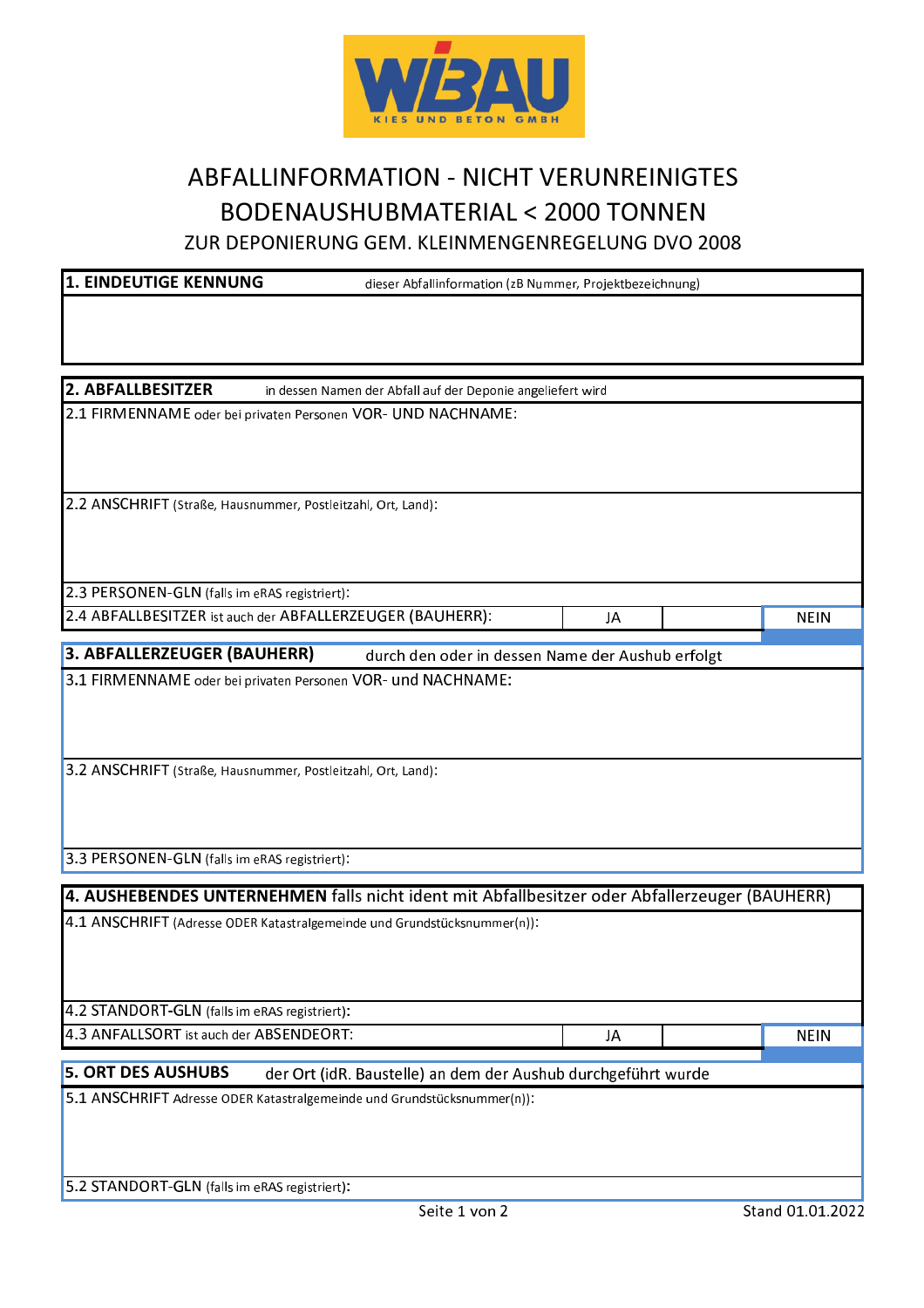WIBAU
KIES UND BETON GMBH

# ABFALLINFORMATION - NICHT VERUNREINIGTES BODENAUSHUBMATERIAL < 2000 TONNEN

## ZUR DEPONIERUNG GEM. KLEINMENGENREGELUNG DVO 2008

**1. EINDEUTIGE KENNUNG** dieser Abfallinformation (zB Nummer, Projektbezeichnung)

**2. ABFALLBESITZER** in dessen Namen der Abfall auf der Deponie angeliefert wird

2.1 FIRMENNAME oder bei privaten Personen VOR- UND NACHNAME:

2.2 ANSCHRIFT (Straße, Hausnummer, Postleitzahl, Ort, Land):

2.3 PERSONEN-GLN (falls im eRAS registriert):

| 2.4 ABFALLBESITZER ist auch der ABFALLERZEUGER (BAUHERR): | JA | | NEIN |
|---|---|---|---|

**3. ABFALLERZEUGER (BAUHERR)** durch den oder in dessen Name der Aushub erfolgt

3.1 FIRMENNAME oder bei privaten Personen VOR- und NACHNAME:

3.2 ANSCHRIFT (Straße, Hausnummer, Postleitzahl, Ort, Land):

3.3 PERSONEN-GLN (falls im eRAS registriert):

**4. AUSHEBENDES UNTERNEHMEN** falls nicht ident mit Abfallbesitzer oder Abfallerzeuger (BAUHERR)

4.1 ANSCHRIFT (Adresse ODER Katastralgemeinde und Grundstücksnummer(n)):

4.2 STANDORT-GLN (falls im eRAS registriert):

| 4.3 ANFALLSORT ist auch der ABSENDEORT: | JA | | NEIN |
|---|---|---|---|

**5. ORT DES AUSHUBS** der Ort (idR. Baustelle) an dem der Aushub durchgeführt wurde

5.1 ANSCHRIFT Adresse ODER Katastralgemeinde und Grundstücksnummer(n)):

5.2 STANDORT-GLN (falls im eRAS registriert):

Stand 01.01.2022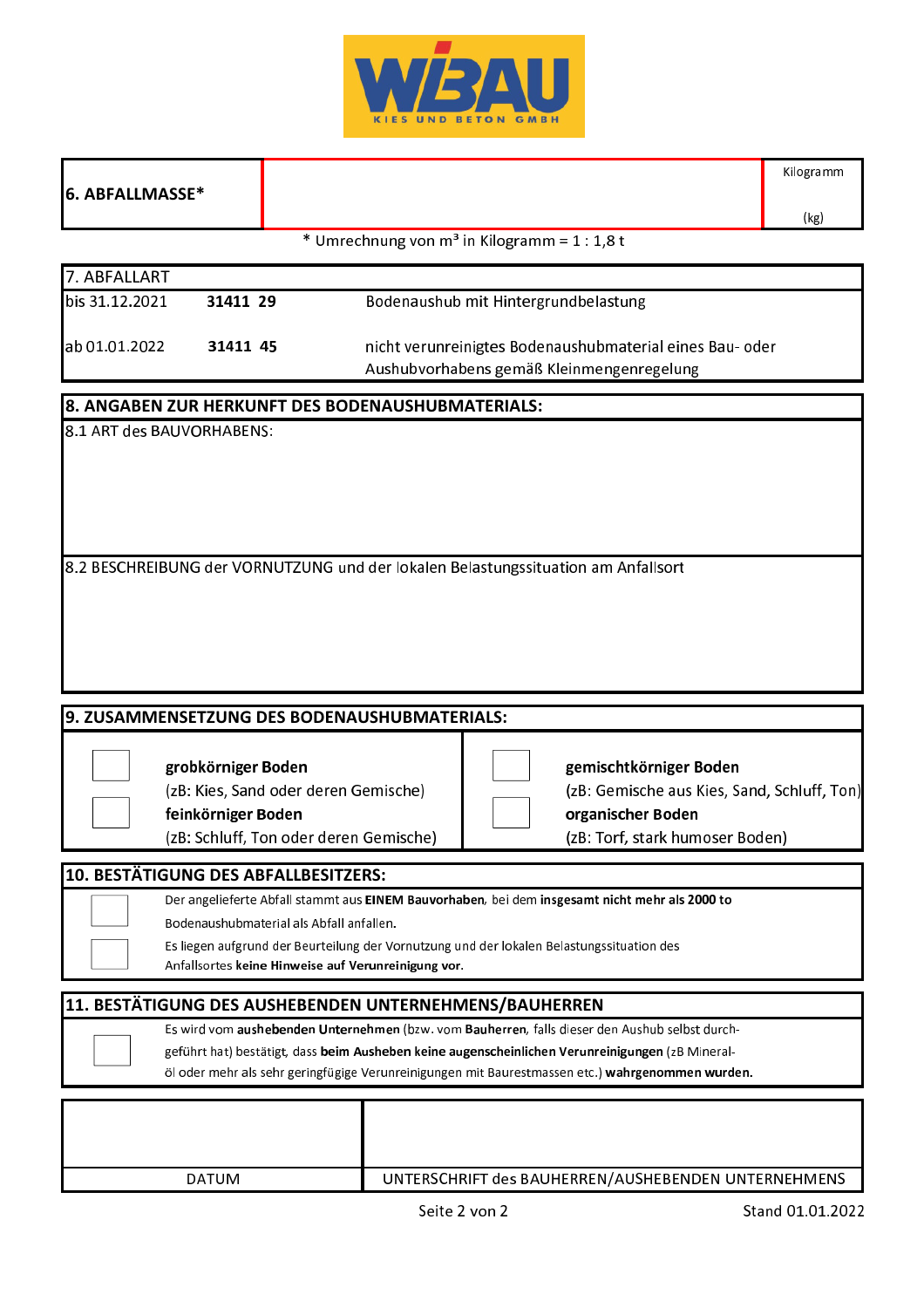WIBAU
KIES UND BETON GMBH

| | | |
|---|---|---|
| **6. ABFALLMASSE*** | | Kilogramm (kg) |

\* Umrechnung von m³ in Kilogramm = 1 : 1,8 t

| 7. ABFALLART | | |
|---|---|---|
| bis 31.12.2021 | **31411 29** | Bodenaushub mit Hintergrundbelastung |
| ab 01.01.2022 | **31411 45** | nicht verunreinigtes Bodenaushubmaterial eines Bau- oder Aushubvorhabens gemäß Kleinmengenregelung |

## 8. ANGABEN ZUR HERKUNFT DES BODENAUSHUBMATERIALS:

8.1 ART des BAUVORHABENS:

8.2 BESCHREIBUNG der VORNUTZUNG und der lokalen Belastungssituation am Anfallsort

## 9. ZUSAMMENSETZUNG DES BODENAUSHUBMATERIALS:

- ☐ **grobkörniger Boden** (zB: Kies, Sand oder deren Gemische)
- ☐ **feinkörniger Boden** (zB: Schluff, Ton oder deren Gemische)
- ☐ **gemischtkörniger Boden** (zB: Gemische aus Kies, Sand, Schluff, Ton)
- ☐ **organischer Boden** (zB: Torf, stark humoser Boden)

## 10. BESTÄTIGUNG DES ABFALLBESITZERS:

- ☐ Der angelieferte Abfall stammt aus **EINEM Bauvorhaben**, bei dem **insgesamt nicht mehr als 2000 to** Bodenaushubmaterial als Abfall anfallen.
- ☐ Es liegen aufgrund der Beurteilung der Vornutzung und der lokalen Belastungssituation des Anfallsortes **keine Hinweise auf Verunreinigung vor.**

## 11. BESTÄTIGUNG DES AUSHEBENDEN UNTERNEHMENS/BAUHERREN

- ☐ Es wird vom **aushebenden Unternehmen** (bzw. vom **Bauherren**, falls dieser den Aushub selbst durchgeführt hat) bestätigt, dass **beim Ausheben keine augenscheinlichen Verunreinigungen** (zB Mineralöl oder mehr als sehr geringfügige Verunreinigungen mit Baurestmassen etc.) **wahrgenommen wurden.**

| | |
|---|---|
| | |
| DATUM | UNTERSCHRIFT des BAUHERREN/AUSHEBENDEN UNTERNEHMENS |

Stand 01.01.2022